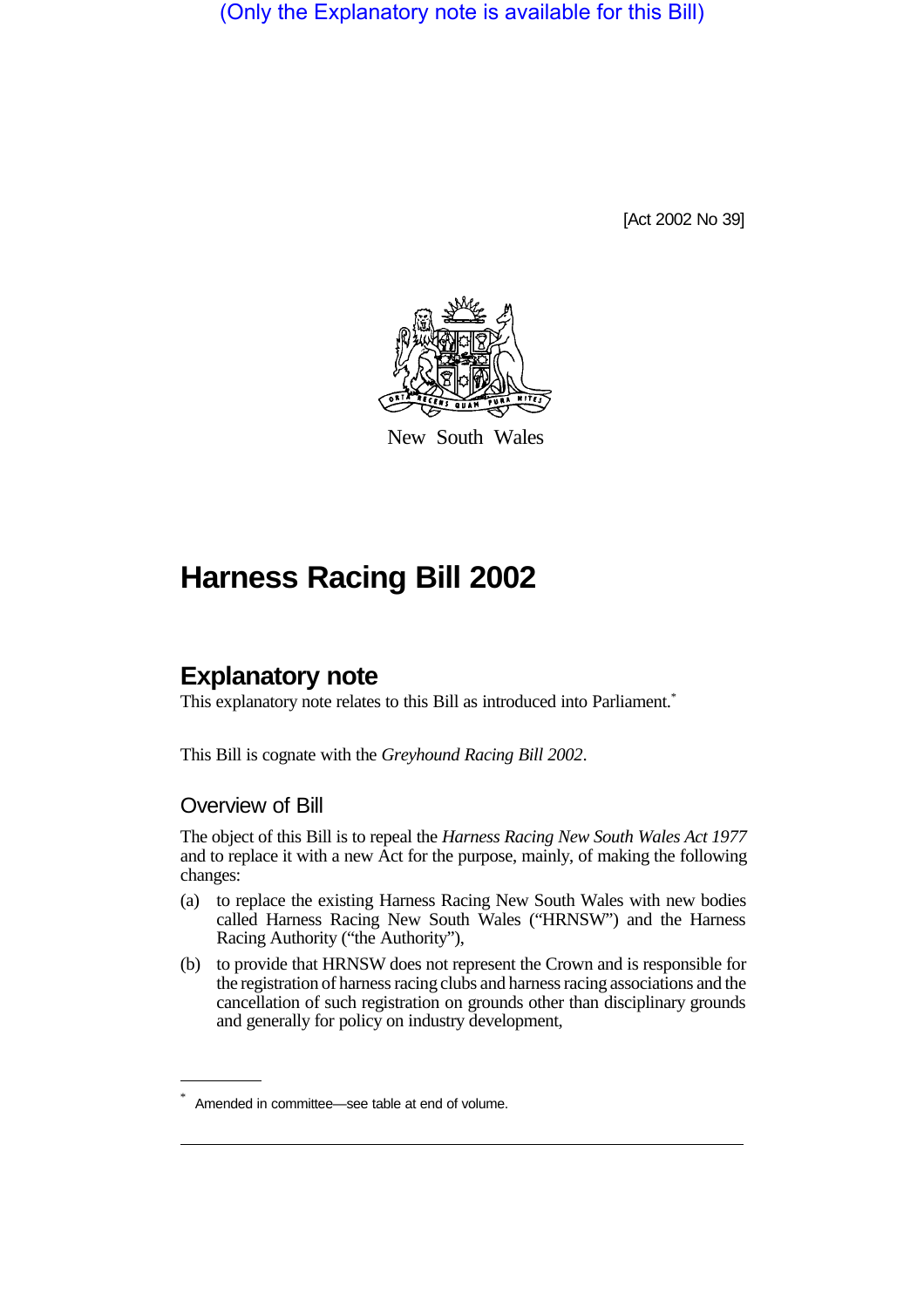(Only the Explanatory note is available for this Bill)

[Act 2002 No 39]

New South Wales

# Harness Racing Bill 2002

## Explanatory note

This explanatory note relates to this Bill as introduced into Parliament.*

This Bill is cognate with the *Greyhound Racing Bill 2002*.

### Overview of Bill

The object of this Bill is to repeal the *Harness Racing New South Wales Act 1977* and to replace it with a new Act for the purpose, mainly, of making the following changes:

(a) to replace the existing Harness Racing New South Wales with new bodies called Harness Racing New South Wales ("HRNSW") and the Harness Racing Authority ("the Authority"),

(b) to provide that HRNSW does not represent the Crown and is responsible for the registration of harness racing clubs and harness racing associations and the cancellation of such registration on grounds other than disciplinary grounds and generally for policy on industry development,

* Amended in committee—see table at end of volume.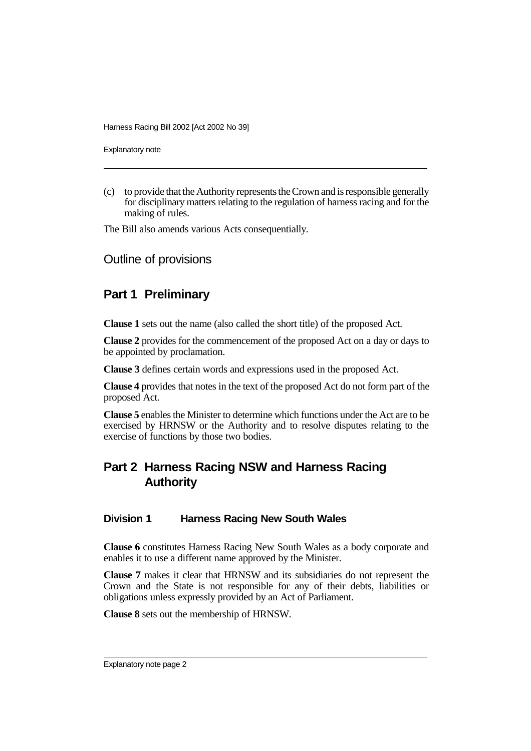(c) to provide that the Authority represents the Crown and is responsible generally for disciplinary matters relating to the regulation of harness racing and for the making of rules.

The Bill also amends various Acts consequentially.

## Outline of provisions

### Part 1 Preliminary

**Clause 1** sets out the name (also called the short title) of the proposed Act.

**Clause 2** provides for the commencement of the proposed Act on a day or days to be appointed by proclamation.

**Clause 3** defines certain words and expressions used in the proposed Act.

**Clause 4** provides that notes in the text of the proposed Act do not form part of the proposed Act.

**Clause 5** enables the Minister to determine which functions under the Act are to be exercised by HRNSW or the Authority and to resolve disputes relating to the exercise of functions by those two bodies.

### Part 2 Harness Racing NSW and Harness Racing Authority

#### Division 1 Harness Racing New South Wales

**Clause 6** constitutes Harness Racing New South Wales as a body corporate and enables it to use a different name approved by the Minister.

**Clause 7** makes it clear that HRNSW and its subsidiaries do not represent the Crown and the State is not responsible for any of their debts, liabilities or obligations unless expressly provided by an Act of Parliament.

**Clause 8** sets out the membership of HRNSW.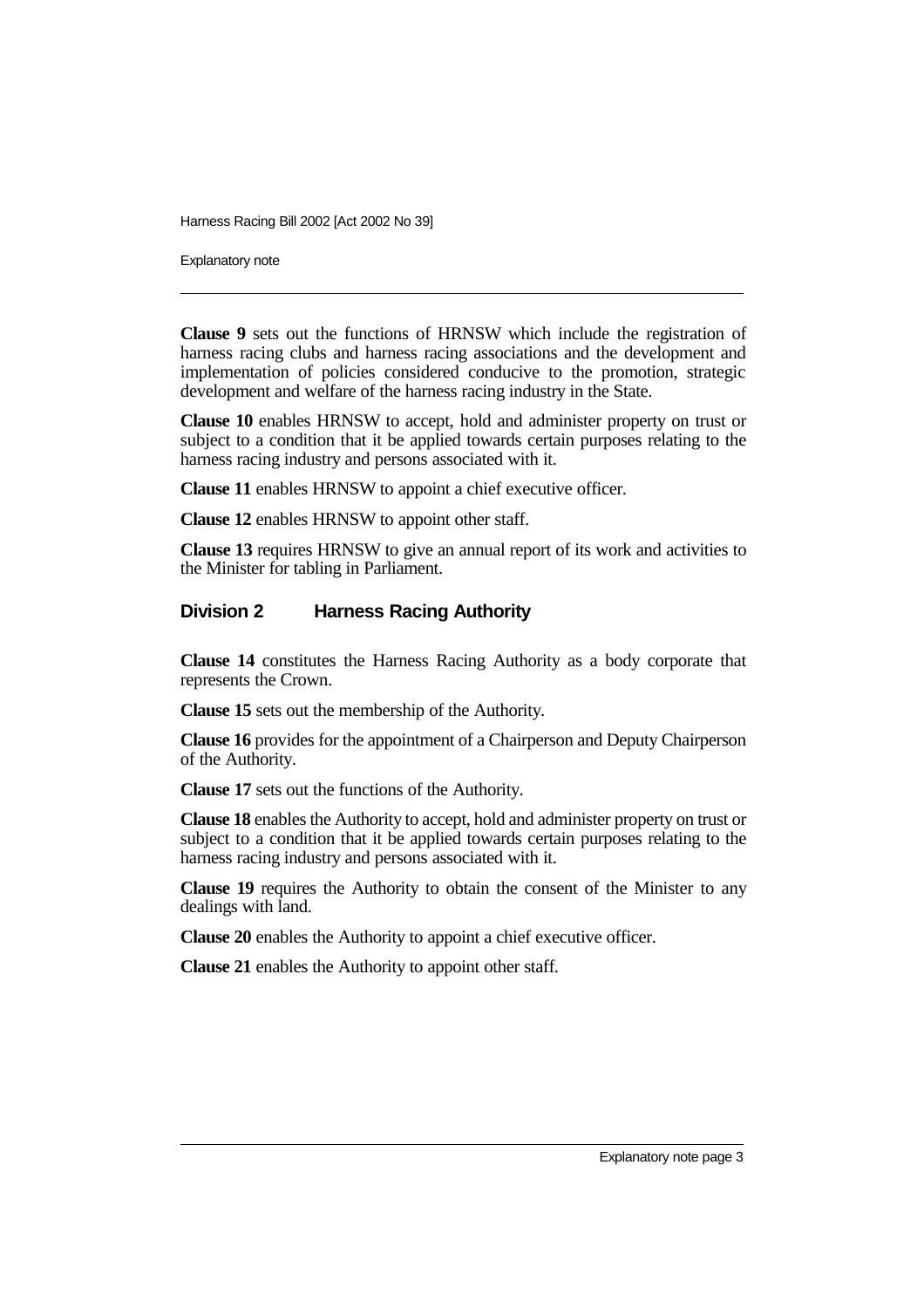**Clause 9** sets out the functions of HRNSW which include the registration of harness racing clubs and harness racing associations and the development and implementation of policies considered conducive to the promotion, strategic development and welfare of the harness racing industry in the State.

**Clause 10** enables HRNSW to accept, hold and administer property on trust or subject to a condition that it be applied towards certain purposes relating to the harness racing industry and persons associated with it.

**Clause 11** enables HRNSW to appoint a chief executive officer.

**Clause 12** enables HRNSW to appoint other staff.

**Clause 13** requires HRNSW to give an annual report of its work and activities to the Minister for tabling in Parliament.

## Division 2 Harness Racing Authority

**Clause 14** constitutes the Harness Racing Authority as a body corporate that represents the Crown.

**Clause 15** sets out the membership of the Authority.

**Clause 16** provides for the appointment of a Chairperson and Deputy Chairperson of the Authority.

**Clause 17** sets out the functions of the Authority.

**Clause 18** enables the Authority to accept, hold and administer property on trust or subject to a condition that it be applied towards certain purposes relating to the harness racing industry and persons associated with it.

**Clause 19** requires the Authority to obtain the consent of the Minister to any dealings with land.

**Clause 20** enables the Authority to appoint a chief executive officer.

**Clause 21** enables the Authority to appoint other staff.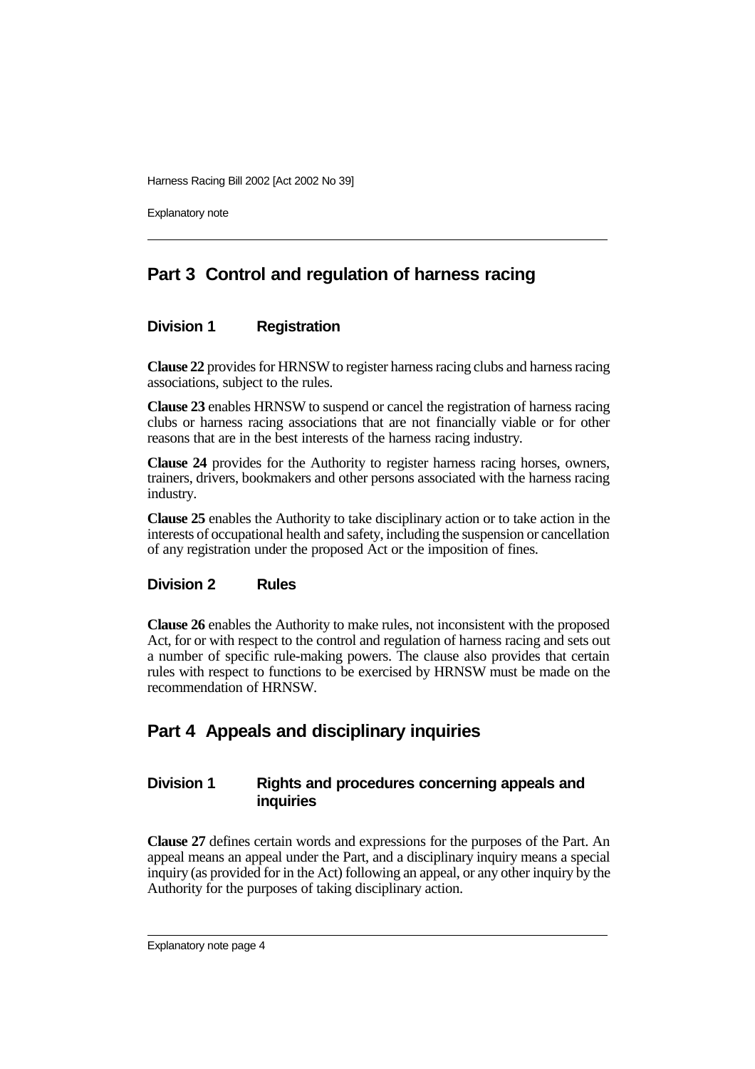## Part 3 Control and regulation of harness racing

### Division 1 Registration

**Clause 22** provides for HRNSW to register harness racing clubs and harness racing associations, subject to the rules.

**Clause 23** enables HRNSW to suspend or cancel the registration of harness racing clubs or harness racing associations that are not financially viable or for other reasons that are in the best interests of the harness racing industry.

**Clause 24** provides for the Authority to register harness racing horses, owners, trainers, drivers, bookmakers and other persons associated with the harness racing industry.

**Clause 25** enables the Authority to take disciplinary action or to take action in the interests of occupational health and safety, including the suspension or cancellation of any registration under the proposed Act or the imposition of fines.

### Division 2 Rules

**Clause 26** enables the Authority to make rules, not inconsistent with the proposed Act, for or with respect to the control and regulation of harness racing and sets out a number of specific rule-making powers. The clause also provides that certain rules with respect to functions to be exercised by HRNSW must be made on the recommendation of HRNSW.

## Part 4 Appeals and disciplinary inquiries

### Division 1 Rights and procedures concerning appeals and inquiries

**Clause 27** defines certain words and expressions for the purposes of the Part. An appeal means an appeal under the Part, and a disciplinary inquiry means a special inquiry (as provided for in the Act) following an appeal, or any other inquiry by the Authority for the purposes of taking disciplinary action.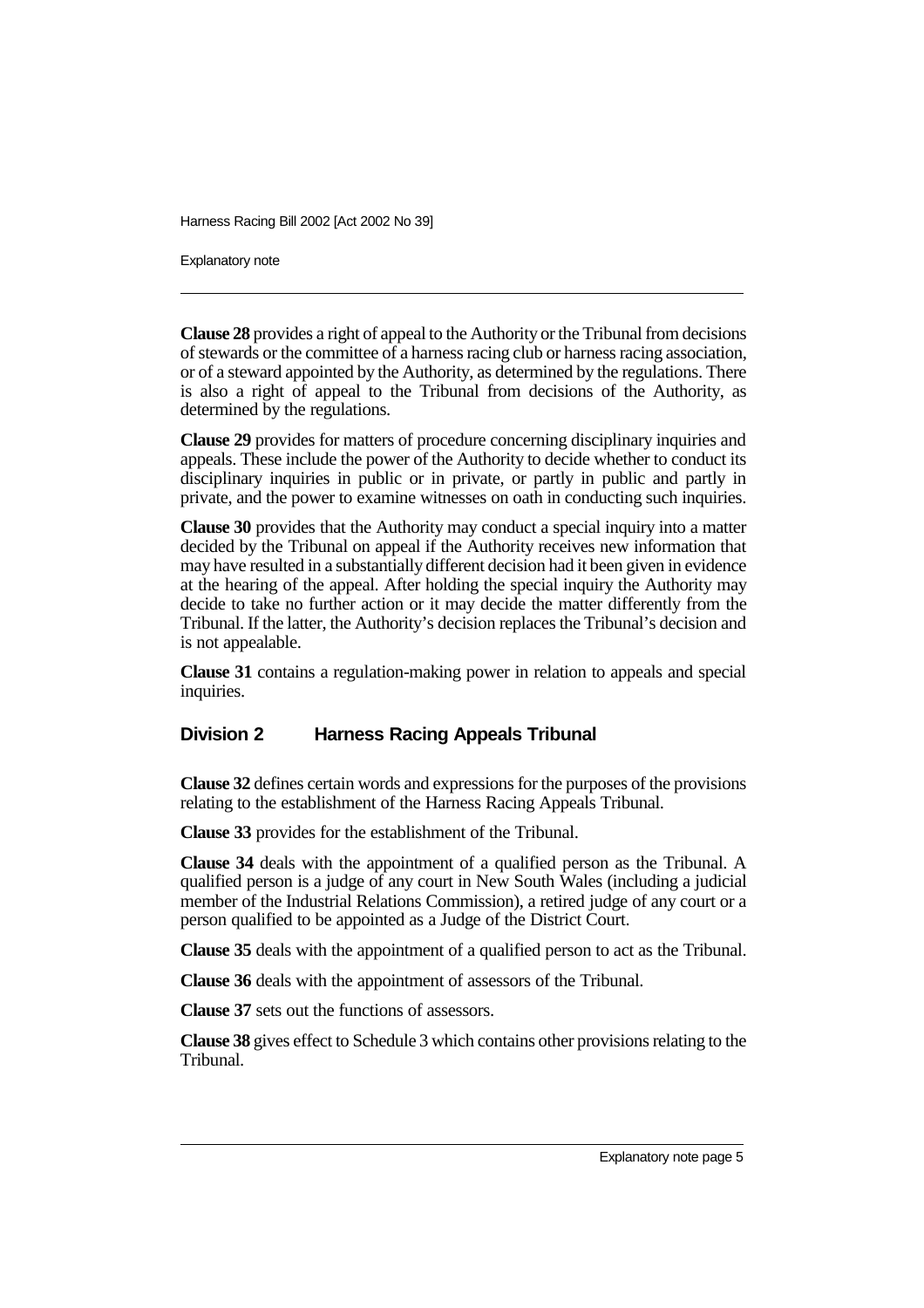**Clause 28** provides a right of appeal to the Authority or the Tribunal from decisions of stewards or the committee of a harness racing club or harness racing association, or of a steward appointed by the Authority, as determined by the regulations. There is also a right of appeal to the Tribunal from decisions of the Authority, as determined by the regulations.

**Clause 29** provides for matters of procedure concerning disciplinary inquiries and appeals. These include the power of the Authority to decide whether to conduct its disciplinary inquiries in public or in private, or partly in public and partly in private, and the power to examine witnesses on oath in conducting such inquiries.

**Clause 30** provides that the Authority may conduct a special inquiry into a matter decided by the Tribunal on appeal if the Authority receives new information that may have resulted in a substantially different decision had it been given in evidence at the hearing of the appeal. After holding the special inquiry the Authority may decide to take no further action or it may decide the matter differently from the Tribunal. If the latter, the Authority's decision replaces the Tribunal's decision and is not appealable.

**Clause 31** contains a regulation-making power in relation to appeals and special inquiries.

## Division 2 Harness Racing Appeals Tribunal

**Clause 32** defines certain words and expressions for the purposes of the provisions relating to the establishment of the Harness Racing Appeals Tribunal.

**Clause 33** provides for the establishment of the Tribunal.

**Clause 34** deals with the appointment of a qualified person as the Tribunal. A qualified person is a judge of any court in New South Wales (including a judicial member of the Industrial Relations Commission), a retired judge of any court or a person qualified to be appointed as a Judge of the District Court.

**Clause 35** deals with the appointment of a qualified person to act as the Tribunal.

**Clause 36** deals with the appointment of assessors of the Tribunal.

**Clause 37** sets out the functions of assessors.

**Clause 38** gives effect to Schedule 3 which contains other provisions relating to the Tribunal.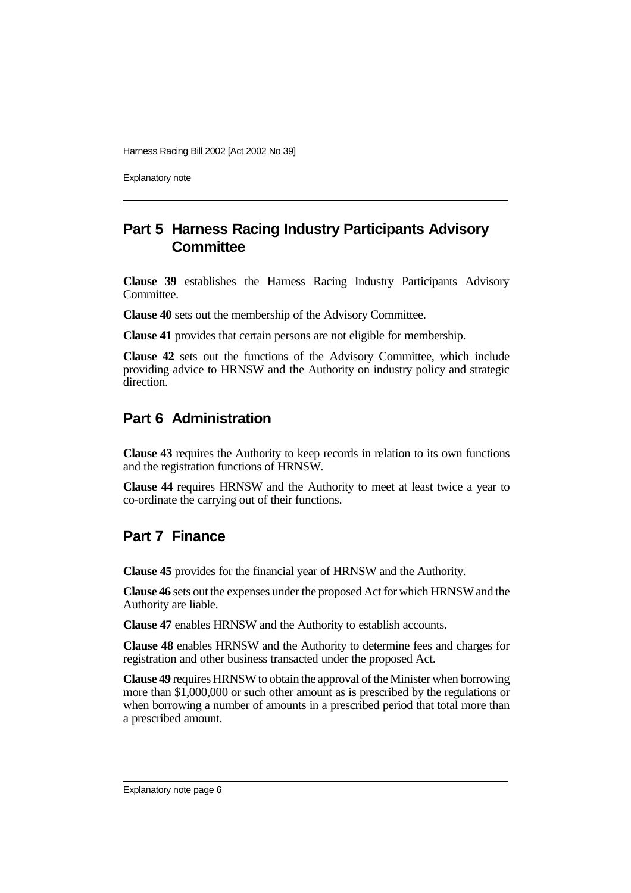## Part 5 Harness Racing Industry Participants Advisory Committee

**Clause 39** establishes the Harness Racing Industry Participants Advisory Committee.

**Clause 40** sets out the membership of the Advisory Committee.

**Clause 41** provides that certain persons are not eligible for membership.

**Clause 42** sets out the functions of the Advisory Committee, which include providing advice to HRNSW and the Authority on industry policy and strategic direction.

## Part 6 Administration

**Clause 43** requires the Authority to keep records in relation to its own functions and the registration functions of HRNSW.

**Clause 44** requires HRNSW and the Authority to meet at least twice a year to co-ordinate the carrying out of their functions.

## Part 7 Finance

**Clause 45** provides for the financial year of HRNSW and the Authority.

**Clause 46** sets out the expenses under the proposed Act for which HRNSW and the Authority are liable.

**Clause 47** enables HRNSW and the Authority to establish accounts.

**Clause 48** enables HRNSW and the Authority to determine fees and charges for registration and other business transacted under the proposed Act.

**Clause 49** requires HRNSW to obtain the approval of the Minister when borrowing more than $1,000,000 or such other amount as is prescribed by the regulations or when borrowing a number of amounts in a prescribed period that total more than a prescribed amount.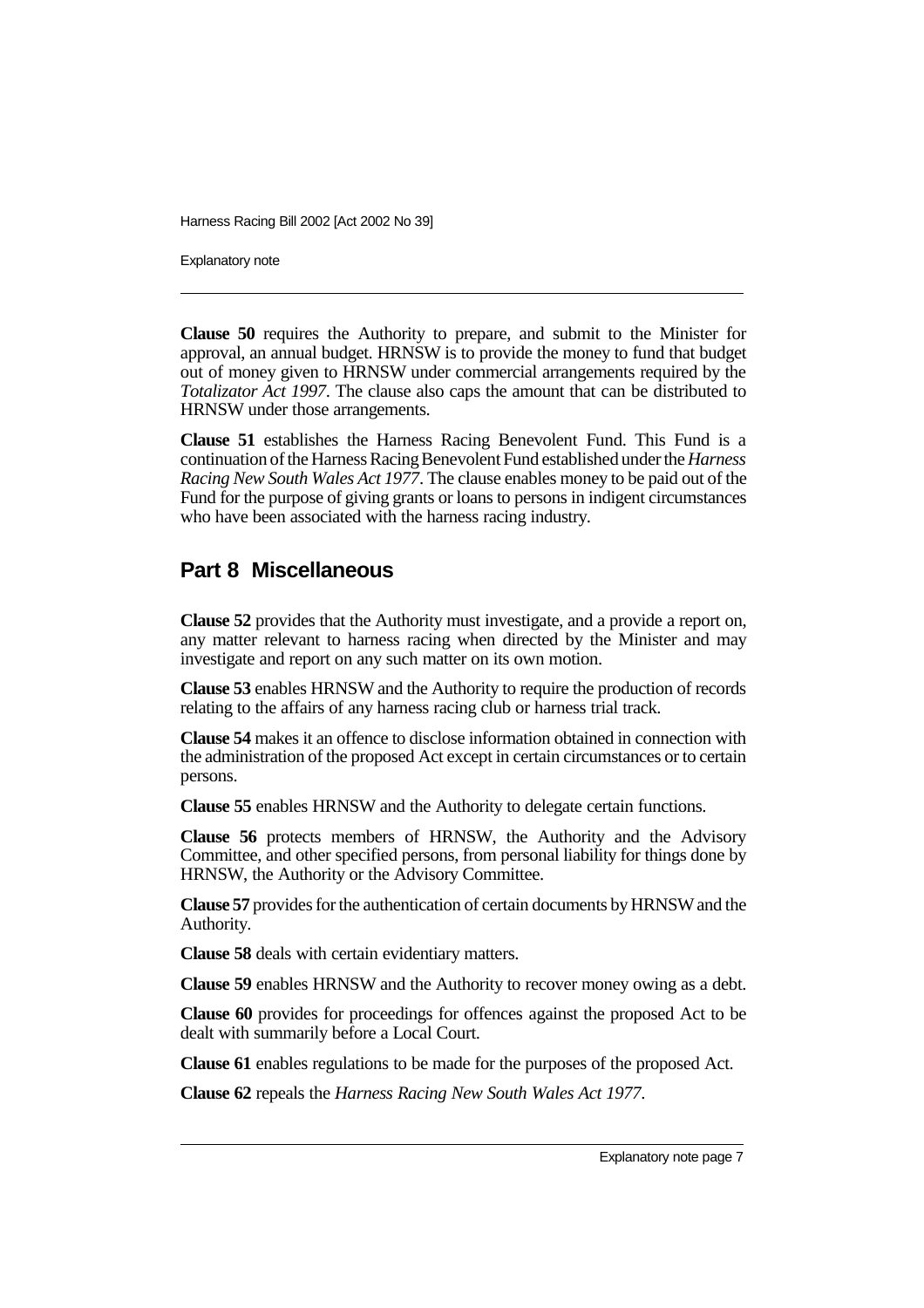**Clause 50** requires the Authority to prepare, and submit to the Minister for approval, an annual budget. HRNSW is to provide the money to fund that budget out of money given to HRNSW under commercial arrangements required by the *Totalizator Act 1997*. The clause also caps the amount that can be distributed to HRNSW under those arrangements.

**Clause 51** establishes the Harness Racing Benevolent Fund. This Fund is a continuation of the Harness Racing Benevolent Fund established under the *Harness Racing New South Wales Act 1977*. The clause enables money to be paid out of the Fund for the purpose of giving grants or loans to persons in indigent circumstances who have been associated with the harness racing industry.

## Part 8 Miscellaneous

**Clause 52** provides that the Authority must investigate, and a provide a report on, any matter relevant to harness racing when directed by the Minister and may investigate and report on any such matter on its own motion.

**Clause 53** enables HRNSW and the Authority to require the production of records relating to the affairs of any harness racing club or harness trial track.

**Clause 54** makes it an offence to disclose information obtained in connection with the administration of the proposed Act except in certain circumstances or to certain persons.

**Clause 55** enables HRNSW and the Authority to delegate certain functions.

**Clause 56** protects members of HRNSW, the Authority and the Advisory Committee, and other specified persons, from personal liability for things done by HRNSW, the Authority or the Advisory Committee.

**Clause 57** provides for the authentication of certain documents by HRNSW and the Authority.

**Clause 58** deals with certain evidentiary matters.

**Clause 59** enables HRNSW and the Authority to recover money owing as a debt.

**Clause 60** provides for proceedings for offences against the proposed Act to be dealt with summarily before a Local Court.

**Clause 61** enables regulations to be made for the purposes of the proposed Act.

**Clause 62** repeals the *Harness Racing New South Wales Act 1977*.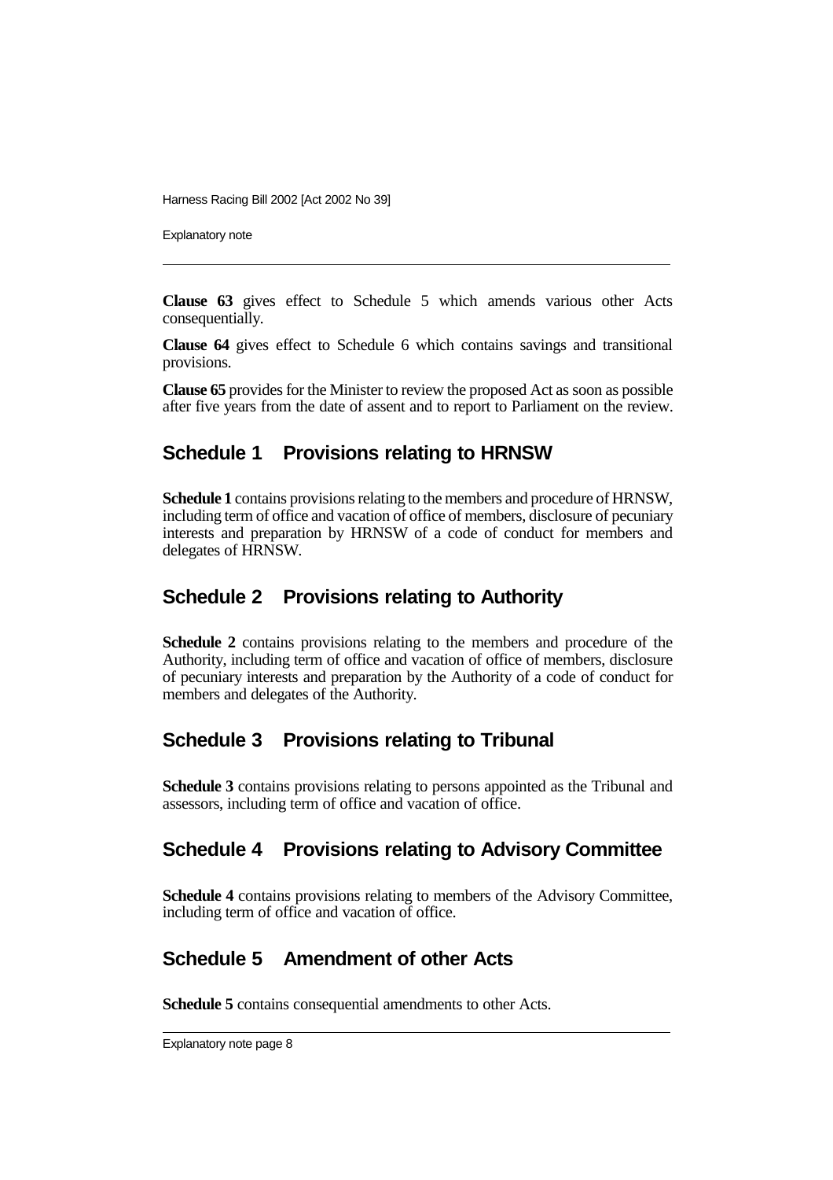**Clause 63** gives effect to Schedule 5 which amends various other Acts consequentially.

**Clause 64** gives effect to Schedule 6 which contains savings and transitional provisions.

**Clause 65** provides for the Minister to review the proposed Act as soon as possible after five years from the date of assent and to report to Parliament on the review.

## Schedule 1 Provisions relating to HRNSW

**Schedule 1** contains provisions relating to the members and procedure of HRNSW, including term of office and vacation of office of members, disclosure of pecuniary interests and preparation by HRNSW of a code of conduct for members and delegates of HRNSW.

## Schedule 2 Provisions relating to Authority

**Schedule 2** contains provisions relating to the members and procedure of the Authority, including term of office and vacation of office of members, disclosure of pecuniary interests and preparation by the Authority of a code of conduct for members and delegates of the Authority.

## Schedule 3 Provisions relating to Tribunal

**Schedule 3** contains provisions relating to persons appointed as the Tribunal and assessors, including term of office and vacation of office.

## Schedule 4 Provisions relating to Advisory Committee

**Schedule 4** contains provisions relating to members of the Advisory Committee, including term of office and vacation of office.

## Schedule 5 Amendment of other Acts

**Schedule 5** contains consequential amendments to other Acts.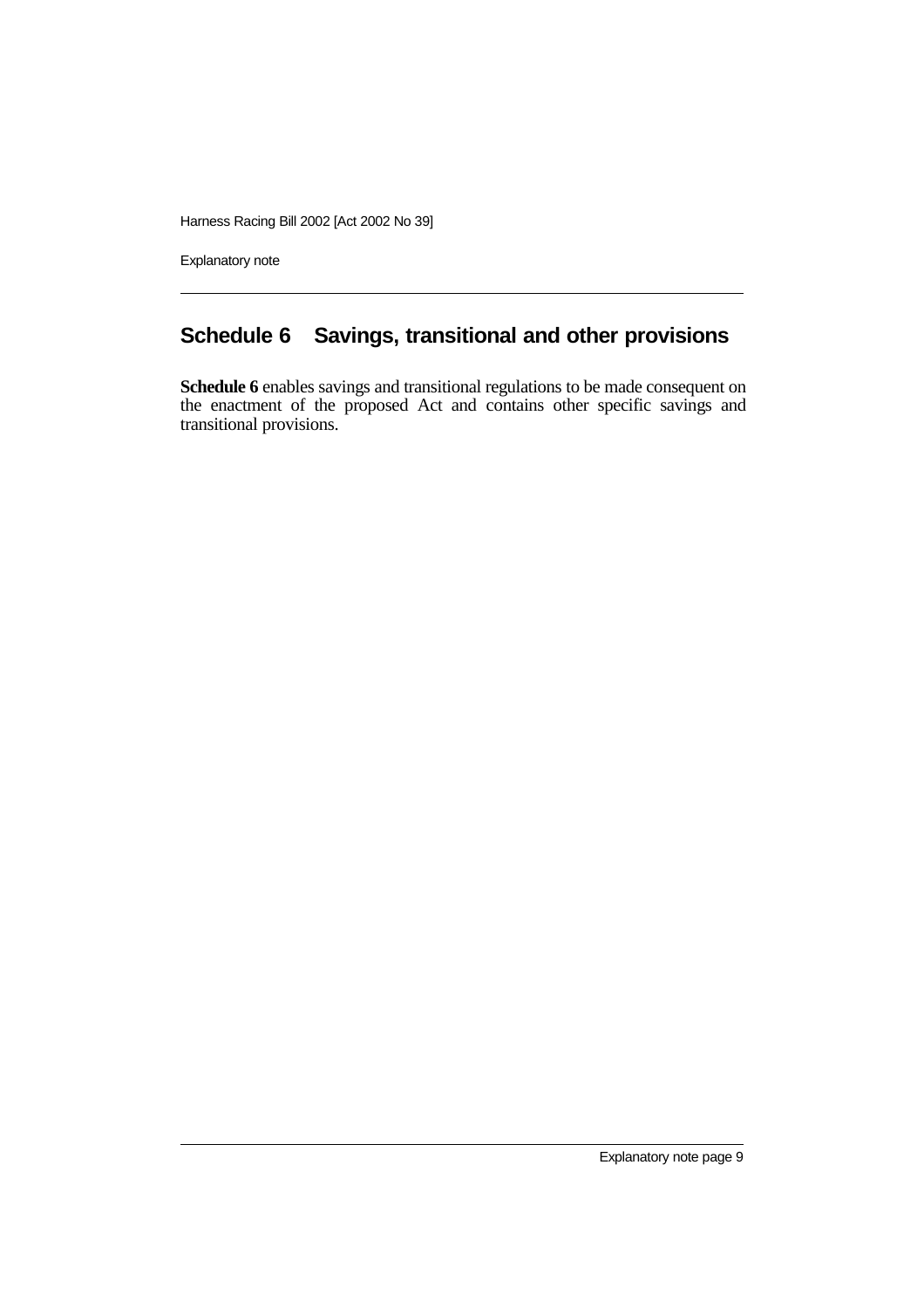## Schedule 6 Savings, transitional and other provisions

**Schedule 6** enables savings and transitional regulations to be made consequent on the enactment of the proposed Act and contains other specific savings and transitional provisions.